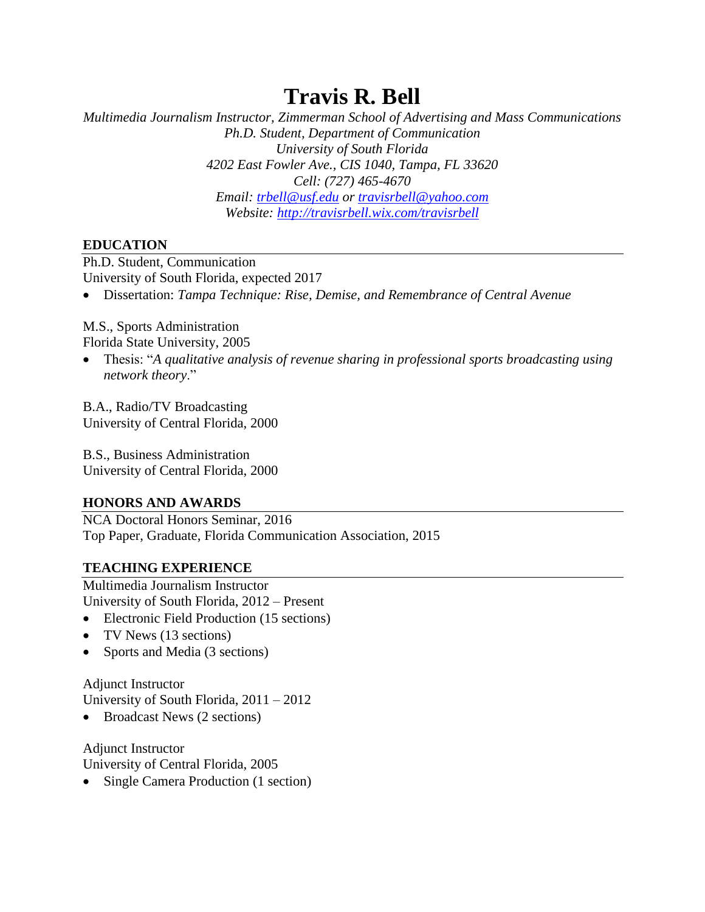# Travis R. Bell

*Multimedia Journalism Instructor, Zimmerman School of Advertising and Mass Communications*
*Ph.D. Student, Department of Communication*
*University of South Florida*
*4202 East Fowler Ave., CIS 1040, Tampa, FL 33620*
*Cell: (727) 465-4670*
*Email: [trbell@usf.edu](mailto:trbell@usf.edu) or [travisrbell@yahoo.com](mailto:travisrbell@yahoo.com)*
*Website: [http://travisrbell.wix.com/travisrbell](http://travisrbell.wix.com/travisrbell)*

## EDUCATION

Ph.D. Student, Communication
University of South Florida, expected 2017

- Dissertation: *Tampa Technique: Rise, Demise, and Remembrance of Central Avenue*

M.S., Sports Administration
Florida State University, 2005

- Thesis: "*A qualitative analysis of revenue sharing in professional sports broadcasting using network theory*."

B.A., Radio/TV Broadcasting
University of Central Florida, 2000

B.S., Business Administration
University of Central Florida, 2000

## HONORS AND AWARDS

NCA Doctoral Honors Seminar, 2016
Top Paper, Graduate, Florida Communication Association, 2015

## TEACHING EXPERIENCE

Multimedia Journalism Instructor
University of South Florida, 2012 – Present

- Electronic Field Production (15 sections)
- TV News (13 sections)
- Sports and Media (3 sections)

Adjunct Instructor
University of South Florida, 2011 – 2012

- Broadcast News (2 sections)

Adjunct Instructor
University of Central Florida, 2005

- Single Camera Production (1 section)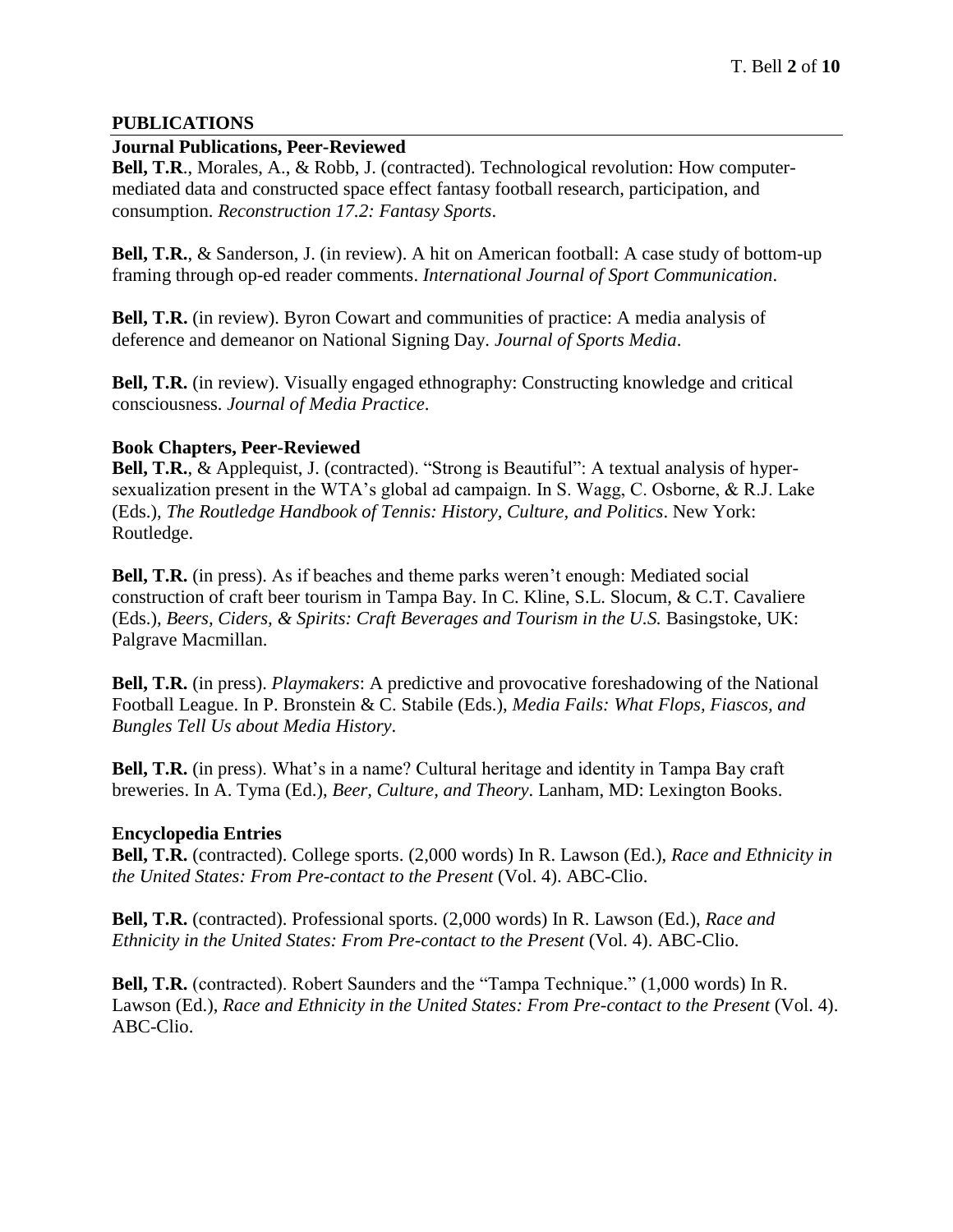## PUBLICATIONS

### Journal Publications, Peer-Reviewed

**Bell, T.R**., Morales, A., & Robb, J. (contracted). Technological revolution: How computer-mediated data and constructed space effect fantasy football research, participation, and consumption. *Reconstruction 17.2: Fantasy Sports*.

**Bell, T.R.**, & Sanderson, J. (in review). A hit on American football: A case study of bottom-up framing through op-ed reader comments. *International Journal of Sport Communication*.

**Bell, T.R.** (in review). Byron Cowart and communities of practice: A media analysis of deference and demeanor on National Signing Day. *Journal of Sports Media*.

**Bell, T.R.** (in review). Visually engaged ethnography: Constructing knowledge and critical consciousness. *Journal of Media Practice*.

### Book Chapters, Peer-Reviewed

**Bell, T.R.**, & Applequist, J. (contracted). "Strong is Beautiful": A textual analysis of hyper-sexualization present in the WTA's global ad campaign. In S. Wagg, C. Osborne, & R.J. Lake (Eds.), *The Routledge Handbook of Tennis: History, Culture, and Politics*. New York: Routledge.

**Bell, T.R.** (in press). As if beaches and theme parks weren't enough: Mediated social construction of craft beer tourism in Tampa Bay. In C. Kline, S.L. Slocum, & C.T. Cavaliere (Eds.), *Beers, Ciders, & Spirits: Craft Beverages and Tourism in the U.S.* Basingstoke, UK: Palgrave Macmillan.

**Bell, T.R.** (in press). *Playmakers*: A predictive and provocative foreshadowing of the National Football League. In P. Bronstein & C. Stabile (Eds.), *Media Fails: What Flops, Fiascos, and Bungles Tell Us about Media History*.

**Bell, T.R.** (in press). What's in a name? Cultural heritage and identity in Tampa Bay craft breweries. In A. Tyma (Ed.), *Beer, Culture, and Theory*. Lanham, MD: Lexington Books.

### Encyclopedia Entries

**Bell, T.R.** (contracted). College sports. (2,000 words) In R. Lawson (Ed.), *Race and Ethnicity in the United States: From Pre-contact to the Present* (Vol. 4). ABC-Clio.

**Bell, T.R.** (contracted). Professional sports. (2,000 words) In R. Lawson (Ed.), *Race and Ethnicity in the United States: From Pre-contact to the Present* (Vol. 4). ABC-Clio.

**Bell, T.R.** (contracted). Robert Saunders and the "Tampa Technique." (1,000 words) In R. Lawson (Ed.), *Race and Ethnicity in the United States: From Pre-contact to the Present* (Vol. 4). ABC-Clio.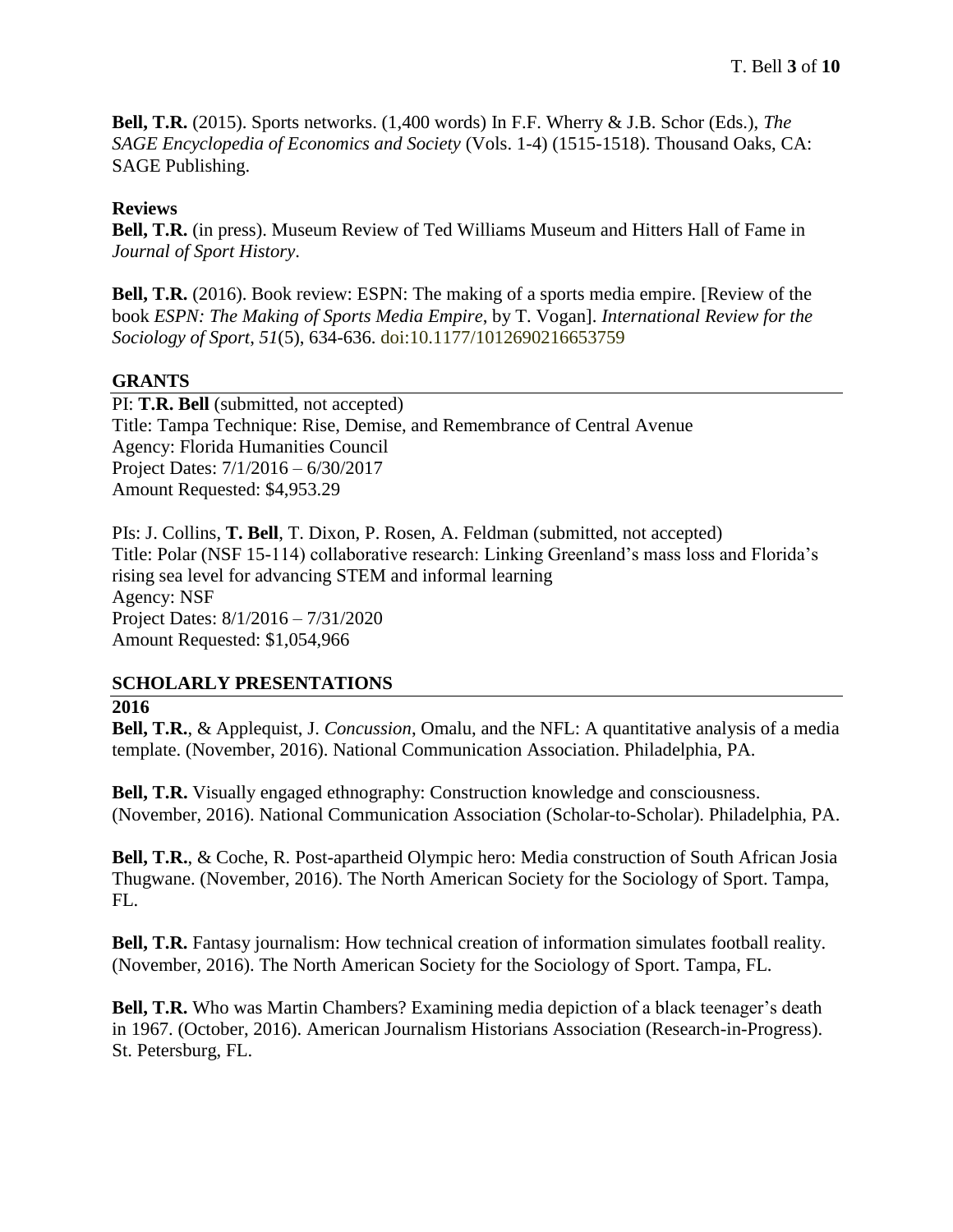**Bell, T.R.** (2015). Sports networks. (1,400 words) In F.F. Wherry & J.B. Schor (Eds.), *The SAGE Encyclopedia of Economics and Society* (Vols. 1-4) (1515-1518). Thousand Oaks, CA: SAGE Publishing.

### Reviews

**Bell, T.R.** (in press). Museum Review of Ted Williams Museum and Hitters Hall of Fame in *Journal of Sport History*.

**Bell, T.R.** (2016). Book review: ESPN: The making of a sports media empire. [Review of the book *ESPN: The Making of Sports Media Empire*, by T. Vogan]. *International Review for the Sociology of Sport*, *51*(5), 634-636. doi:10.1177/1012690216653759

## GRANTS

PI: **T.R. Bell** (submitted, not accepted)
Title: Tampa Technique: Rise, Demise, and Remembrance of Central Avenue
Agency: Florida Humanities Council
Project Dates: 7/1/2016 – 6/30/2017
Amount Requested: $4,953.29

PIs: J. Collins, **T. Bell**, T. Dixon, P. Rosen, A. Feldman (submitted, not accepted)
Title: Polar (NSF 15-114) collaborative research: Linking Greenland's mass loss and Florida's rising sea level for advancing STEM and informal learning
Agency: NSF
Project Dates: 8/1/2016 – 7/31/2020
Amount Requested: $1,054,966

## SCHOLARLY PRESENTATIONS

### 2016

**Bell, T.R.**, & Applequist, J. *Concussion*, Omalu, and the NFL: A quantitative analysis of a media template. (November, 2016). National Communication Association. Philadelphia, PA.

**Bell, T.R.** Visually engaged ethnography: Construction knowledge and consciousness. (November, 2016). National Communication Association (Scholar-to-Scholar). Philadelphia, PA.

**Bell, T.R.**, & Coche, R. Post-apartheid Olympic hero: Media construction of South African Josia Thugwane. (November, 2016). The North American Society for the Sociology of Sport. Tampa, FL.

**Bell, T.R.** Fantasy journalism: How technical creation of information simulates football reality. (November, 2016). The North American Society for the Sociology of Sport. Tampa, FL.

**Bell, T.R.** Who was Martin Chambers? Examining media depiction of a black teenager's death in 1967. (October, 2016). American Journalism Historians Association (Research-in-Progress). St. Petersburg, FL.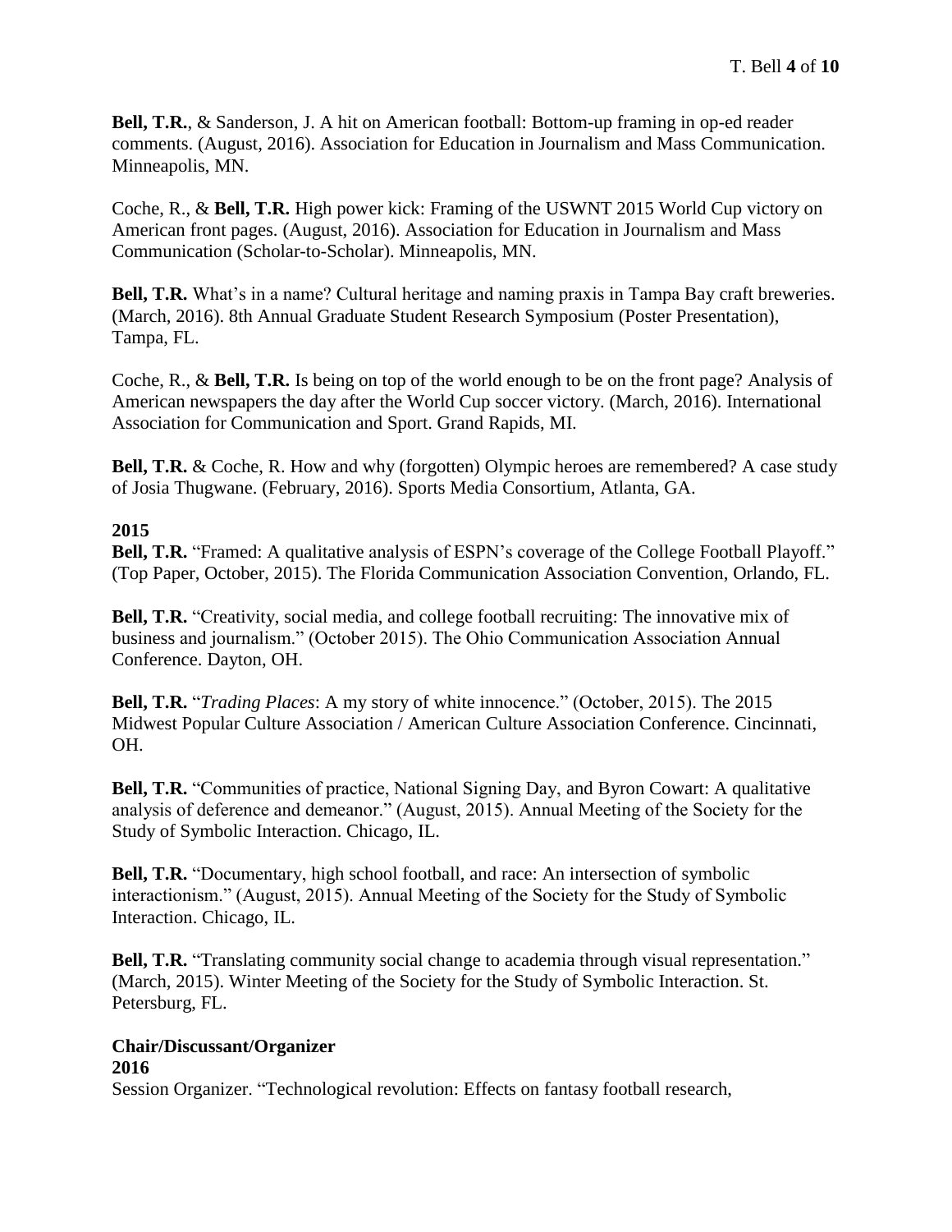**Bell, T.R.**, & Sanderson, J. A hit on American football: Bottom-up framing in op-ed reader comments. (August, 2016). Association for Education in Journalism and Mass Communication. Minneapolis, MN.

Coche, R., & **Bell, T.R.** High power kick: Framing of the USWNT 2015 World Cup victory on American front pages. (August, 2016). Association for Education in Journalism and Mass Communication (Scholar-to-Scholar). Minneapolis, MN.

**Bell, T.R.** What's in a name? Cultural heritage and naming praxis in Tampa Bay craft breweries. (March, 2016). 8th Annual Graduate Student Research Symposium (Poster Presentation), Tampa, FL.

Coche, R., & **Bell, T.R.** Is being on top of the world enough to be on the front page? Analysis of American newspapers the day after the World Cup soccer victory. (March, 2016). International Association for Communication and Sport. Grand Rapids, MI.

**Bell, T.R.** & Coche, R. How and why (forgotten) Olympic heroes are remembered? A case study of Josia Thugwane. (February, 2016). Sports Media Consortium, Atlanta, GA.

**2015**

**Bell, T.R.** "Framed: A qualitative analysis of ESPN's coverage of the College Football Playoff." (Top Paper, October, 2015). The Florida Communication Association Convention, Orlando, FL.

**Bell, T.R.** "Creativity, social media, and college football recruiting: The innovative mix of business and journalism." (October 2015). The Ohio Communication Association Annual Conference. Dayton, OH.

**Bell, T.R.** "*Trading Places*: A my story of white innocence." (October, 2015). The 2015 Midwest Popular Culture Association / American Culture Association Conference. Cincinnati, OH.

**Bell, T.R.** "Communities of practice, National Signing Day, and Byron Cowart: A qualitative analysis of deference and demeanor." (August, 2015). Annual Meeting of the Society for the Study of Symbolic Interaction. Chicago, IL.

**Bell, T.R.** "Documentary, high school football, and race: An intersection of symbolic interactionism." (August, 2015). Annual Meeting of the Society for the Study of Symbolic Interaction. Chicago, IL.

**Bell, T.R.** "Translating community social change to academia through visual representation." (March, 2015). Winter Meeting of the Society for the Study of Symbolic Interaction. St. Petersburg, FL.

**Chair/Discussant/Organizer**

**2016**

Session Organizer. "Technological revolution: Effects on fantasy football research,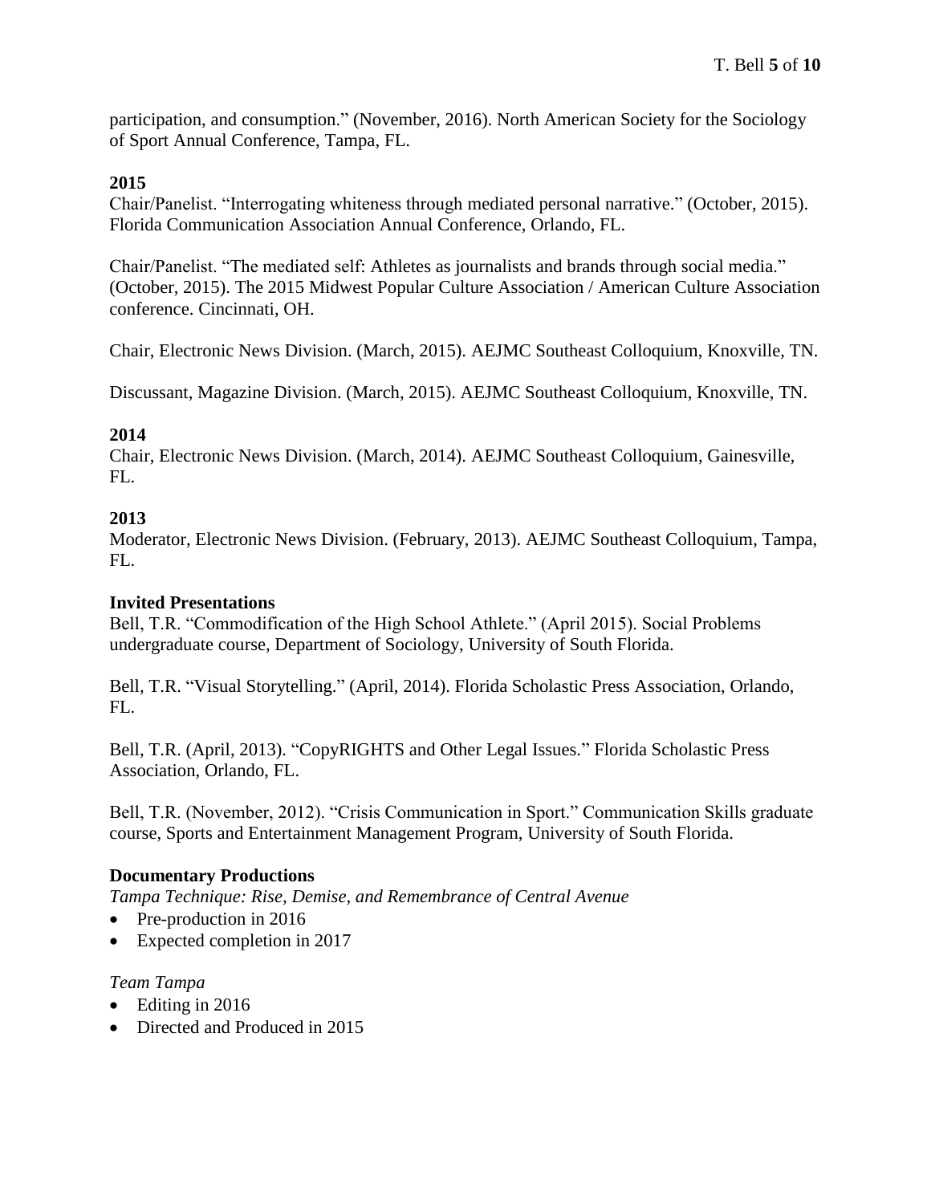participation, and consumption." (November, 2016). North American Society for the Sociology of Sport Annual Conference, Tampa, FL.

**2015**

Chair/Panelist. "Interrogating whiteness through mediated personal narrative." (October, 2015). Florida Communication Association Annual Conference, Orlando, FL.

Chair/Panelist. "The mediated self: Athletes as journalists and brands through social media." (October, 2015). The 2015 Midwest Popular Culture Association / American Culture Association conference. Cincinnati, OH.

Chair, Electronic News Division. (March, 2015). AEJMC Southeast Colloquium, Knoxville, TN.

Discussant, Magazine Division. (March, 2015). AEJMC Southeast Colloquium, Knoxville, TN.

**2014**

Chair, Electronic News Division. (March, 2014). AEJMC Southeast Colloquium, Gainesville, FL.

**2013**

Moderator, Electronic News Division. (February, 2013). AEJMC Southeast Colloquium, Tampa, FL.

### Invited Presentations

Bell, T.R. "Commodification of the High School Athlete." (April 2015). Social Problems undergraduate course, Department of Sociology, University of South Florida.

Bell, T.R. "Visual Storytelling." (April, 2014). Florida Scholastic Press Association, Orlando, FL.

Bell, T.R. (April, 2013). "CopyRIGHTS and Other Legal Issues." Florida Scholastic Press Association, Orlando, FL.

Bell, T.R. (November, 2012). "Crisis Communication in Sport." Communication Skills graduate course, Sports and Entertainment Management Program, University of South Florida.

### Documentary Productions

*Tampa Technique: Rise, Demise, and Remembrance of Central Avenue*

- Pre-production in 2016
- Expected completion in 2017

*Team Tampa*

- Editing in 2016
- Directed and Produced in 2015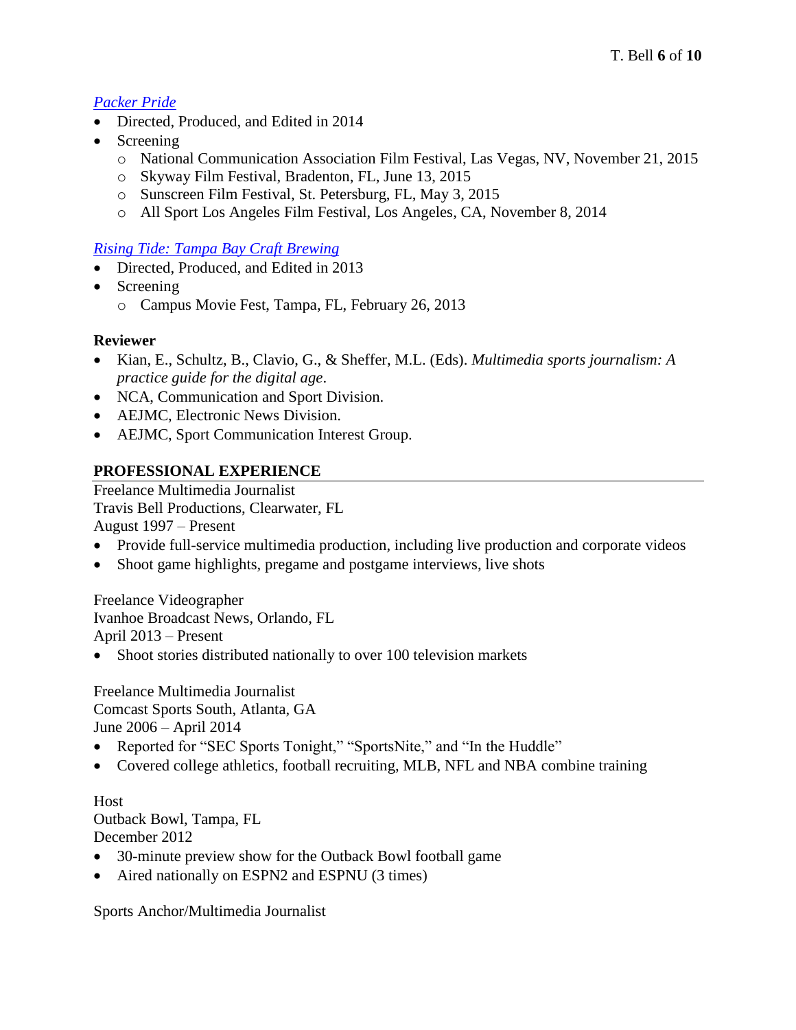[*Packer Pride*]

- Directed, Produced, and Edited in 2014
- Screening
  - National Communication Association Film Festival, Las Vegas, NV, November 21, 2015
  - Skyway Film Festival, Bradenton, FL, June 13, 2015
  - Sunscreen Film Festival, St. Petersburg, FL, May 3, 2015
  - All Sport Los Angeles Film Festival, Los Angeles, CA, November 8, 2014

[*Rising Tide: Tampa Bay Craft Brewing*]

- Directed, Produced, and Edited in 2013
- Screening
  - Campus Movie Fest, Tampa, FL, February 26, 2013

**Reviewer**

- Kian, E., Schultz, B., Clavio, G., & Sheffer, M.L. (Eds). *Multimedia sports journalism: A practice guide for the digital age*.
- NCA, Communication and Sport Division.
- AEJMC, Electronic News Division.
- AEJMC, Sport Communication Interest Group.

## PROFESSIONAL EXPERIENCE

Freelance Multimedia Journalist
Travis Bell Productions, Clearwater, FL
August 1997 – Present

- Provide full-service multimedia production, including live production and corporate videos
- Shoot game highlights, pregame and postgame interviews, live shots

Freelance Videographer
Ivanhoe Broadcast News, Orlando, FL
April 2013 – Present

- Shoot stories distributed nationally to over 100 television markets

Freelance Multimedia Journalist
Comcast Sports South, Atlanta, GA
June 2006 – April 2014

- Reported for "SEC Sports Tonight," "SportsNite," and "In the Huddle"
- Covered college athletics, football recruiting, MLB, NFL and NBA combine training

Host
Outback Bowl, Tampa, FL
December 2012

- 30-minute preview show for the Outback Bowl football game
- Aired nationally on ESPN2 and ESPNU (3 times)

Sports Anchor/Multimedia Journalist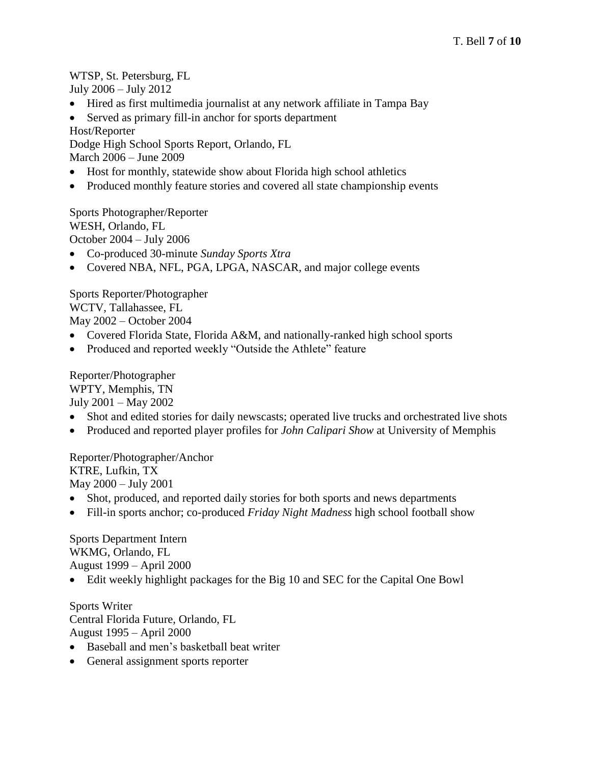WTSP, St. Petersburg, FL
July 2006 – July 2012

- Hired as first multimedia journalist at any network affiliate in Tampa Bay
- Served as primary fill-in anchor for sports department

Host/Reporter
Dodge High School Sports Report, Orlando, FL
March 2006 – June 2009

- Host for monthly, statewide show about Florida high school athletics
- Produced monthly feature stories and covered all state championship events

Sports Photographer/Reporter
WESH, Orlando, FL
October 2004 – July 2006

- Co-produced 30-minute *Sunday Sports Xtra*
- Covered NBA, NFL, PGA, LPGA, NASCAR, and major college events

Sports Reporter/Photographer
WCTV, Tallahassee, FL
May 2002 – October 2004

- Covered Florida State, Florida A&M, and nationally-ranked high school sports
- Produced and reported weekly “Outside the Athlete” feature

Reporter/Photographer
WPTY, Memphis, TN
July 2001 – May 2002

- Shot and edited stories for daily newscasts; operated live trucks and orchestrated live shots
- Produced and reported player profiles for *John Calipari Show* at University of Memphis

Reporter/Photographer/Anchor
KTRE, Lufkin, TX
May 2000 – July 2001

- Shot, produced, and reported daily stories for both sports and news departments
- Fill-in sports anchor; co-produced *Friday Night Madness* high school football show

Sports Department Intern
WKMG, Orlando, FL
August 1999 – April 2000

- Edit weekly highlight packages for the Big 10 and SEC for the Capital One Bowl

Sports Writer
Central Florida Future, Orlando, FL
August 1995 – April 2000

- Baseball and men’s basketball beat writer
- General assignment sports reporter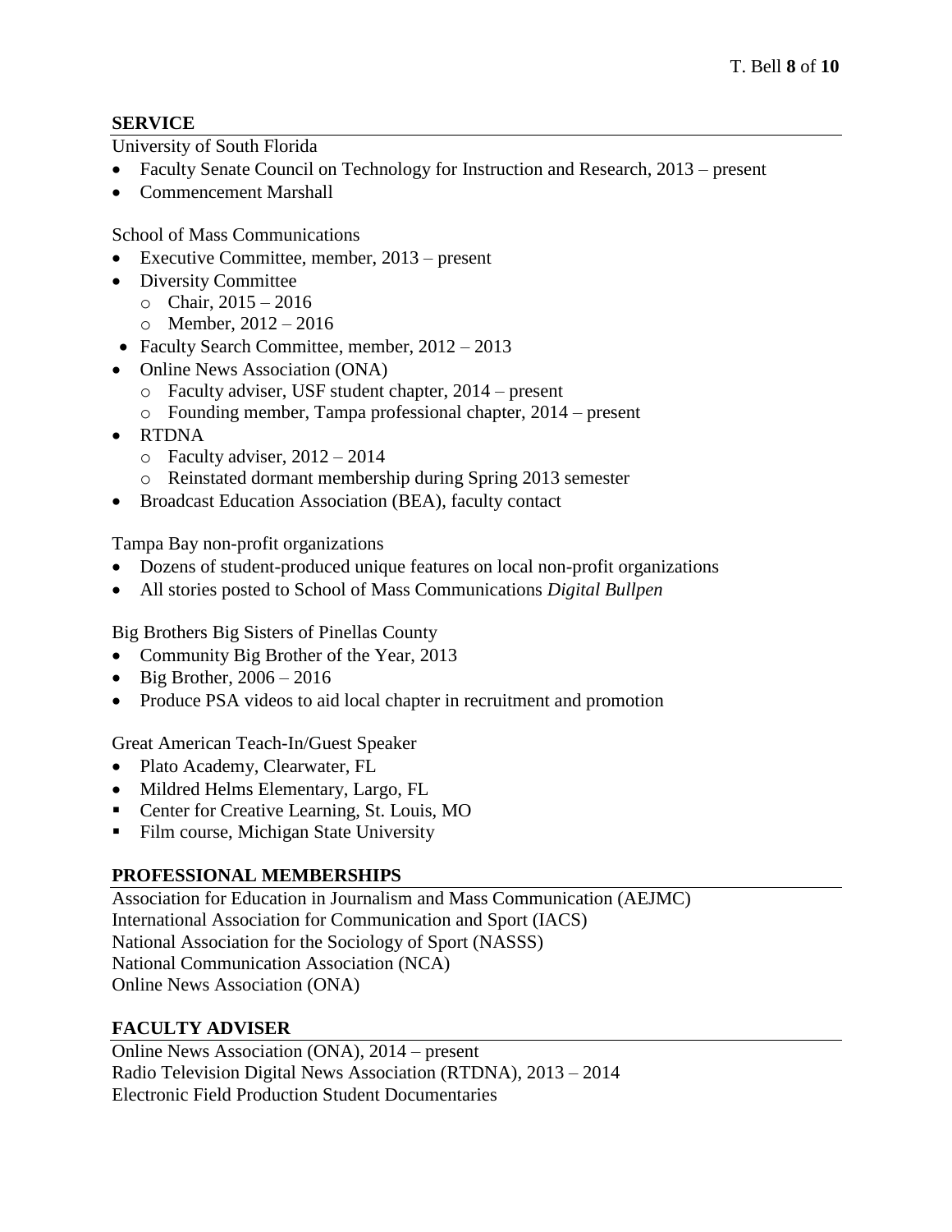## SERVICE

University of South Florida

- Faculty Senate Council on Technology for Instruction and Research, 2013 – present
- Commencement Marshall

School of Mass Communications

- Executive Committee, member, 2013 – present
- Diversity Committee
  - Chair, 2015 – 2016
  - Member, 2012 – 2016
- Faculty Search Committee, member, 2012 – 2013
- Online News Association (ONA)
  - Faculty adviser, USF student chapter, 2014 – present
  - Founding member, Tampa professional chapter, 2014 – present
- RTDNA
  - Faculty adviser, 2012 – 2014
  - Reinstated dormant membership during Spring 2013 semester
- Broadcast Education Association (BEA), faculty contact

Tampa Bay non-profit organizations

- Dozens of student-produced unique features on local non-profit organizations
- All stories posted to School of Mass Communications *Digital Bullpen*

Big Brothers Big Sisters of Pinellas County

- Community Big Brother of the Year, 2013
- Big Brother, 2006 – 2016
- Produce PSA videos to aid local chapter in recruitment and promotion

Great American Teach-In/Guest Speaker

- Plato Academy, Clearwater, FL
- Mildred Helms Elementary, Largo, FL
- Center for Creative Learning, St. Louis, MO
- Film course, Michigan State University

## PROFESSIONAL MEMBERSHIPS

Association for Education in Journalism and Mass Communication (AEJMC)
International Association for Communication and Sport (IACS)
National Association for the Sociology of Sport (NASSS)
National Communication Association (NCA)
Online News Association (ONA)

## FACULTY ADVISER

Online News Association (ONA), 2014 – present
Radio Television Digital News Association (RTDNA), 2013 – 2014
Electronic Field Production Student Documentaries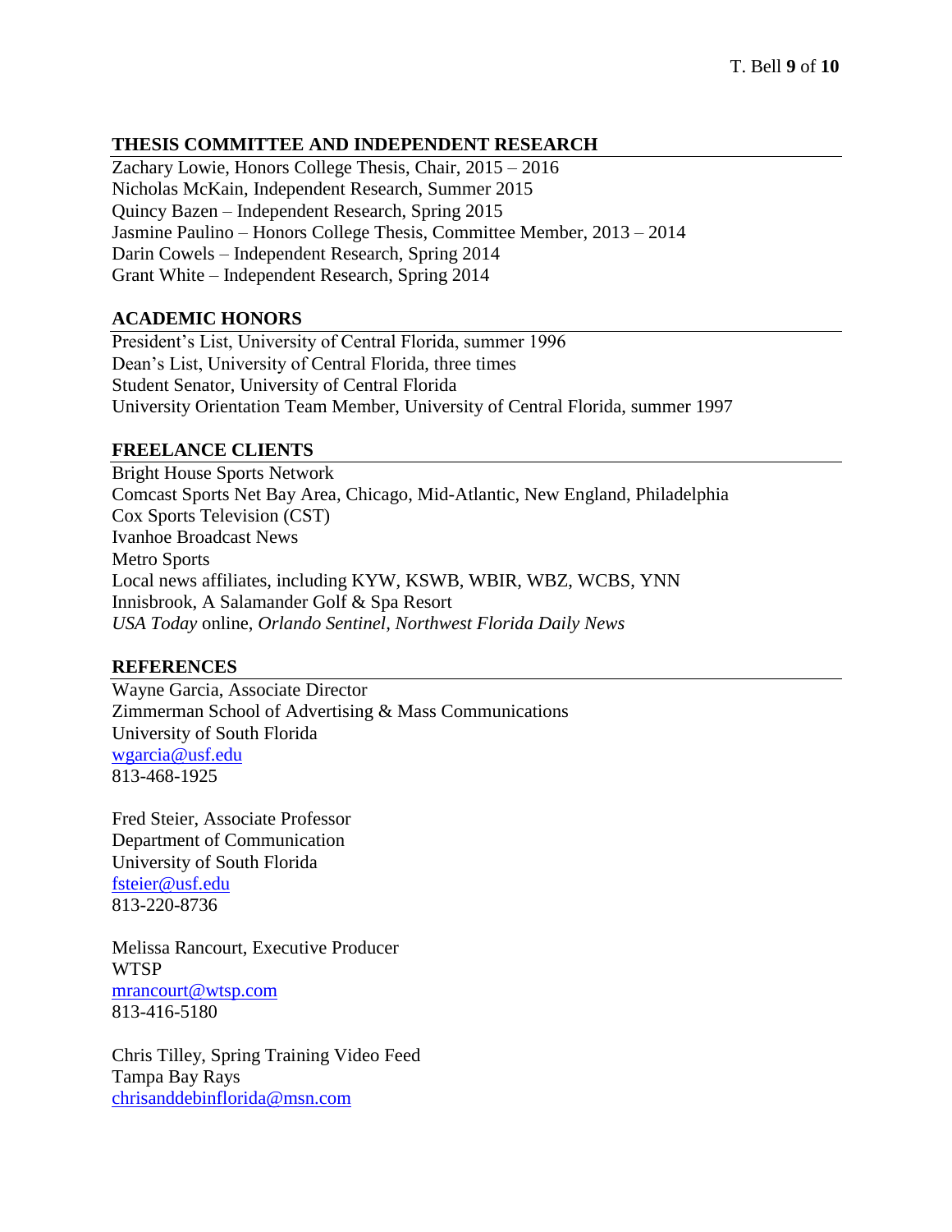## THESIS COMMITTEE AND INDEPENDENT RESEARCH

Zachary Lowie, Honors College Thesis, Chair, 2015 – 2016
Nicholas McKain, Independent Research, Summer 2015
Quincy Bazen – Independent Research, Spring 2015
Jasmine Paulino – Honors College Thesis, Committee Member, 2013 – 2014
Darin Cowels – Independent Research, Spring 2014
Grant White – Independent Research, Spring 2014

## ACADEMIC HONORS

President's List, University of Central Florida, summer 1996
Dean's List, University of Central Florida, three times
Student Senator, University of Central Florida
University Orientation Team Member, University of Central Florida, summer 1997

## FREELANCE CLIENTS

Bright House Sports Network
Comcast Sports Net Bay Area, Chicago, Mid-Atlantic, New England, Philadelphia
Cox Sports Television (CST)
Ivanhoe Broadcast News
Metro Sports
Local news affiliates, including KYW, KSWB, WBIR, WBZ, WCBS, YNN
Innisbrook, A Salamander Golf & Spa Resort
*USA Today* online, *Orlando Sentinel*, *Northwest Florida Daily News*

## REFERENCES

Wayne Garcia, Associate Director
Zimmerman School of Advertising & Mass Communications
University of South Florida
wgarcia@usf.edu
813-468-1925

Fred Steier, Associate Professor
Department of Communication
University of South Florida
fsteier@usf.edu
813-220-8736

Melissa Rancourt, Executive Producer
WTSP
mrancourt@wtsp.com
813-416-5180

Chris Tilley, Spring Training Video Feed
Tampa Bay Rays
chrisanddebinflorida@msn.com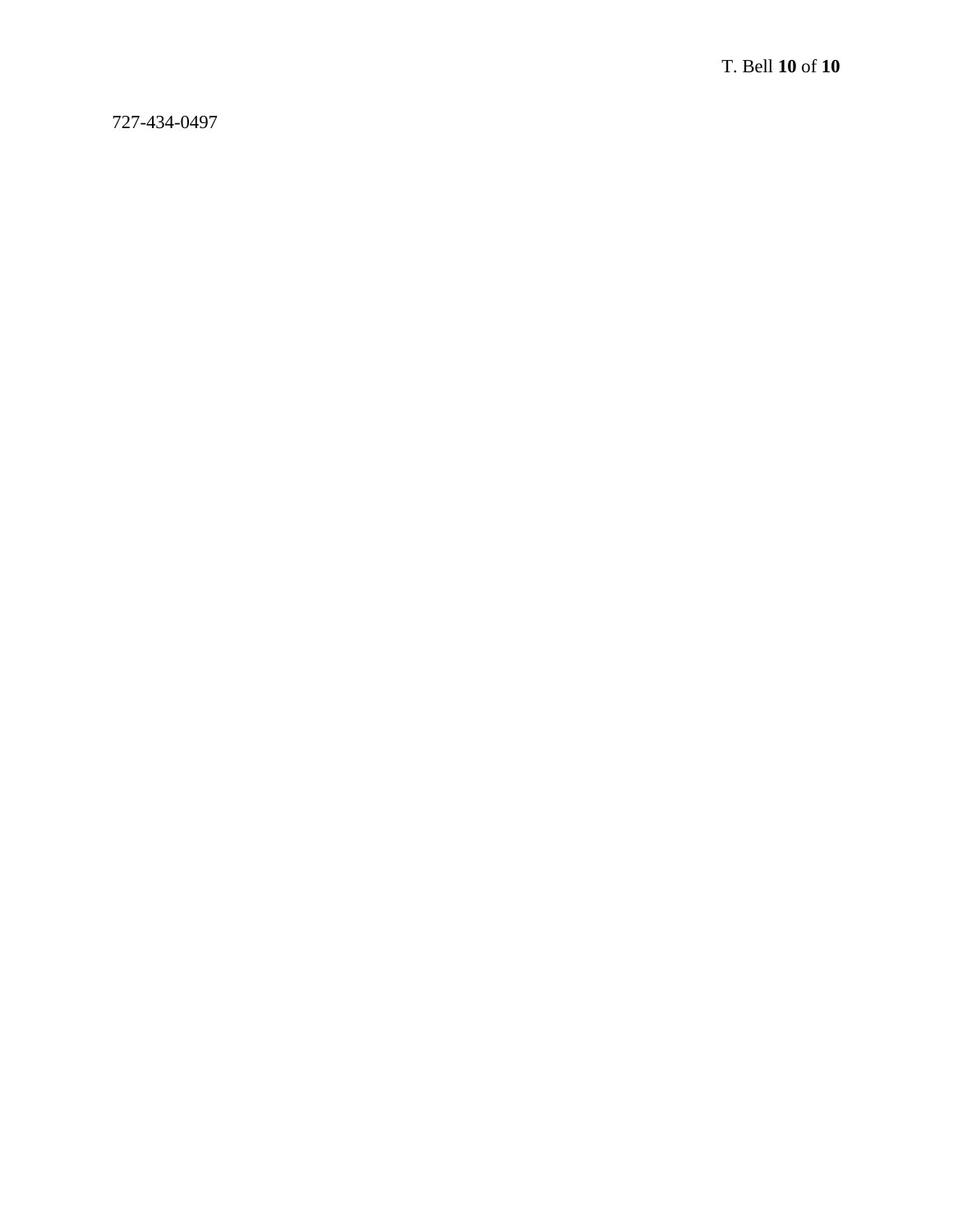727-434-0497